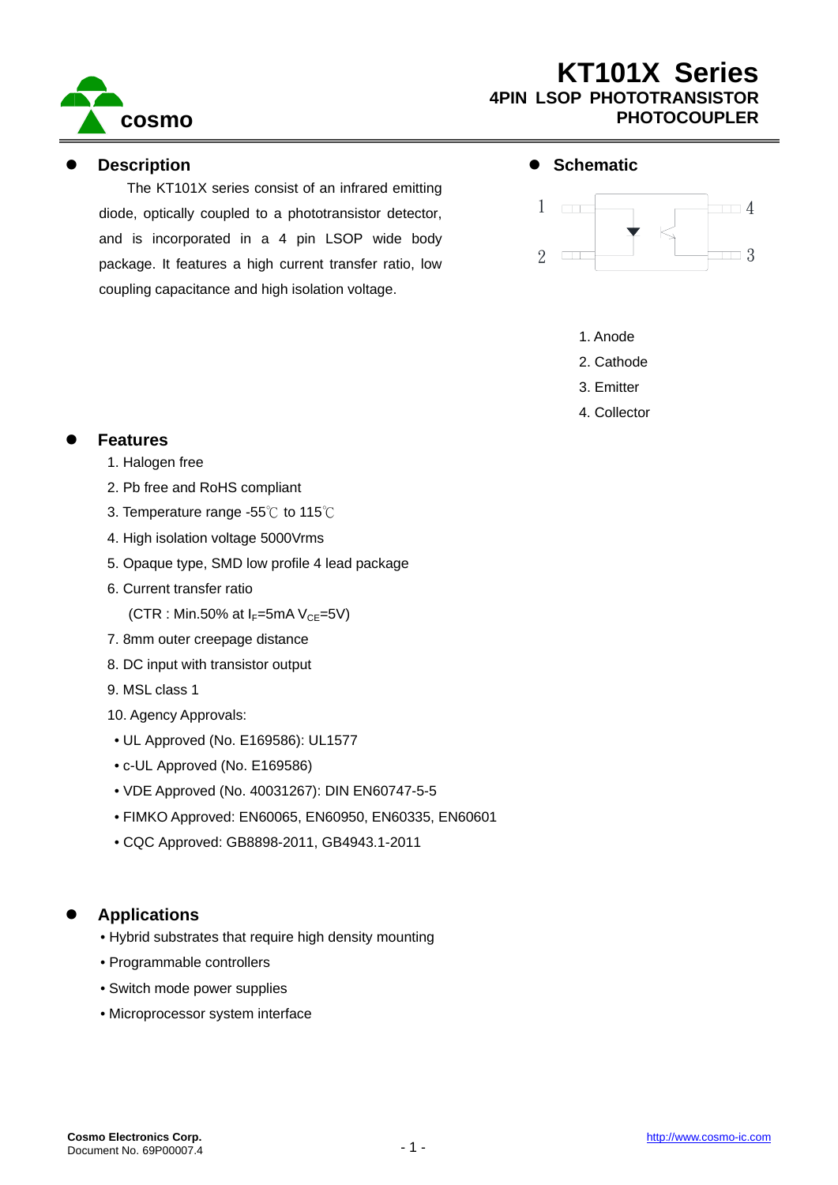# KT101X Series

## 4PIN LSOP PHOTOTRANSISTOR PHOTOCOUPLER

## Description

The KT101X series consist of an infrared emitting diode, optically coupled to a phototransistor detector, and is incorporated in a 4 pin LSOP wide body package. It features a high current transfer ratio, low coupling capacitance and high isolation voltage.

## Schematic

1. Anode
2. Cathode
3. Emitter
4. Collector

## Features

1. Halogen free
2. Pb free and RoHS compliant
3. Temperature range -55℃ to 115℃
4. High isolation voltage 5000Vrms
5. Opaque type, SMD low profile 4 lead package
6. Current transfer ratio

   (CTR : Min.50% at $I_F$=5mA $V_{CE}$=5V)
7. 8mm outer creepage distance
8. DC input with transistor output
9. MSL class 1
10. Agency Approvals:
    - UL Approved (No. E169586): UL1577
    - c-UL Approved (No. E169586)
    - VDE Approved (No. 40031267): DIN EN60747-5-5
    - FIMKO Approved: EN60065, EN60950, EN60335, EN60601
    - CQC Approved: GB8898-2011, GB4943.1-2011

## Applications

- Hybrid substrates that require high density mounting
- Programmable controllers
- Switch mode power supplies
- Microprocessor system interface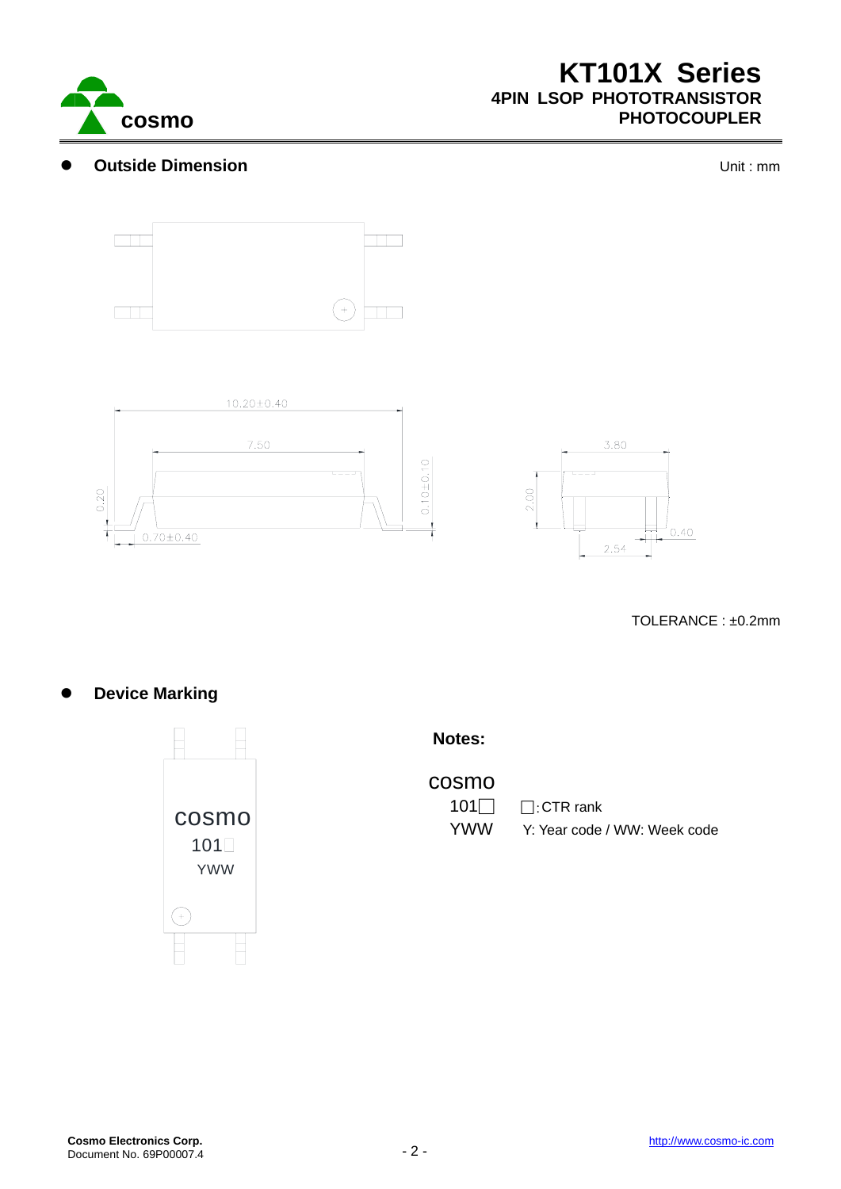## Outside Dimension

Unit : mm

10.20±0.40

7.50

0.20

0.10±0.10

0.70±0.40

3.80

2.00

0.40

2.54

TOLERANCE : ±0.2mm

## Device Marking

cosmo
101□
YWW

**Notes:**

cosmo
101□ □: CTR rank
YWW Y: Year code / WW: Week code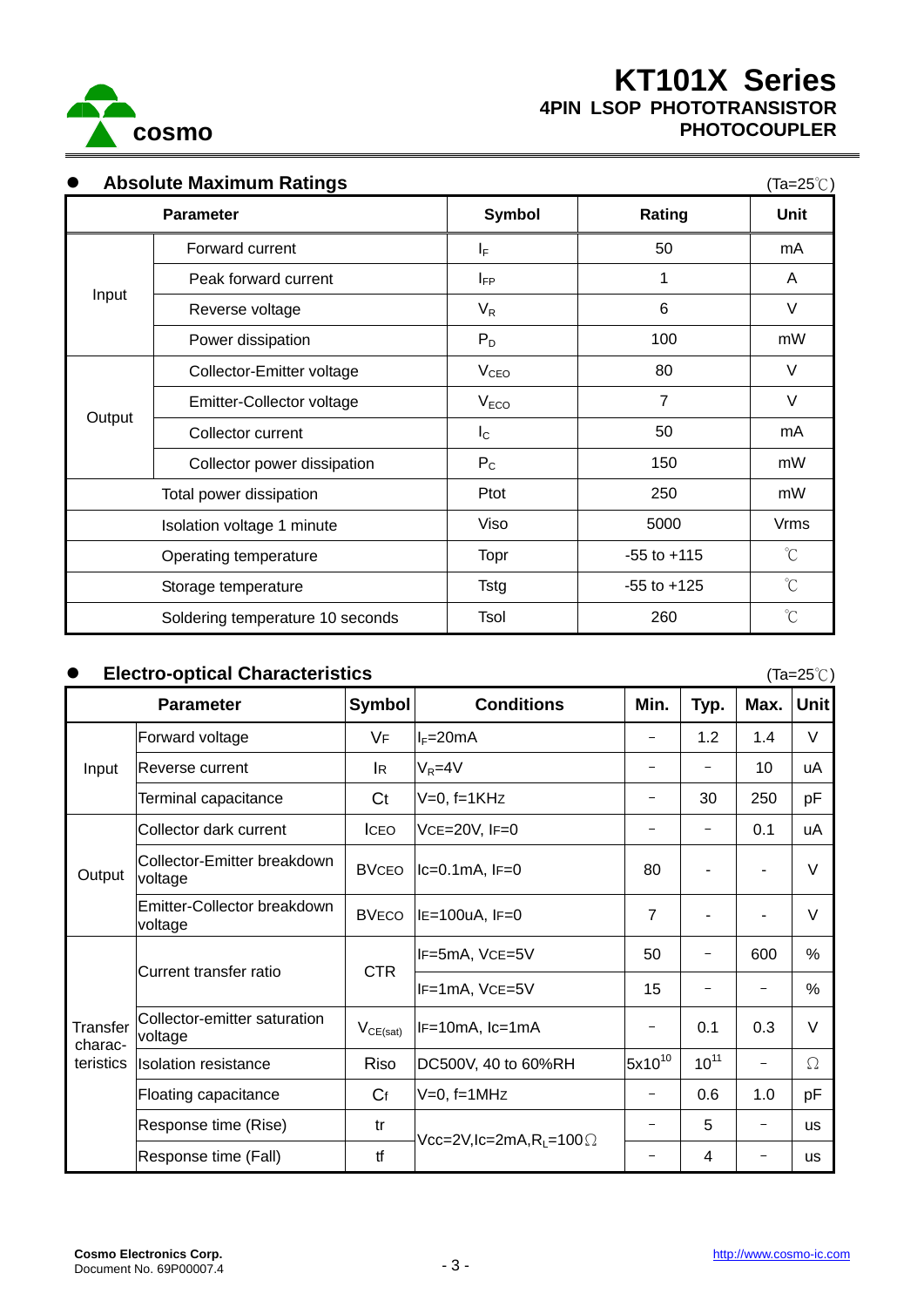# KT101X Series

## 4PIN LSOP PHOTOTRANSISTOR PHOTOCOUPLER

### ● Absolute Maximum Ratings

(Ta=25℃)

| Parameter | | Symbol | Rating | Unit |
|---|---|---|---|---|
| Input | Forward current | $I_F$ | 50 | mA |
| | Peak forward current | $I_{FP}$ | 1 | A |
| | Reverse voltage | $V_R$ | 6 | V |
| | Power dissipation | $P_D$ | 100 | mW |
| Output | Collector-Emitter voltage | $V_{CEO}$ | 80 | V |
| | Emitter-Collector voltage | $V_{ECO}$ | 7 | V |
| | Collector current | $I_C$ | 50 | mA |
| | Collector power dissipation | $P_C$ | 150 | mW |
| Total power dissipation | | Ptot | 250 | mW |
| Isolation voltage 1 minute | | Viso | 5000 | Vrms |
| Operating temperature | | Topr | -55 to +115 | ℃ |
| Storage temperature | | Tstg | -55 to +125 | ℃ |
| Soldering temperature 10 seconds | | Tsol | 260 | ℃ |

### ● Electro-optical Characteristics

(Ta=25℃)

| Parameter | | Symbol | Conditions | Min. | Typ. | Max. | Unit |
|---|---|---|---|---|---|---|---|
| Input | Forward voltage | VF | $I_F$=20mA | − | 1.2 | 1.4 | V |
| | Reverse current | IR | $V_R$=4V | − | − | 10 | uA |
| | Terminal capacitance | Ct | V=0, f=1KHz | − | 30 | 250 | pF |
| Output | Collector dark current | ICEO | VCE=20V, IF=0 | − | − | 0.1 | uA |
| | Collector-Emitter breakdown voltage | BVCEO | Ic=0.1mA, IF=0 | 80 | - | - | V |
| | Emitter-Collector breakdown voltage | BVECO | IE=100uA, IF=0 | 7 | - | - | V |
| Transfer characteristics | Current transfer ratio | CTR | IF=5mA, VCE=5V | 50 | − | 600 | % |
| | | | IF=1mA, VCE=5V | 15 | − | − | % |
| | Collector-emitter saturation voltage | $V_{CE(sat)}$ | IF=10mA, Ic=1mA | − | 0.1 | 0.3 | V |
| | Isolation resistance | Riso | DC500V, 40 to 60%RH | $5x10^{10}$ | $10^{11}$ | − | Ω |
| | Floating capacitance | Cf | V=0, f=1MHz | − | 0.6 | 1.0 | pF |
| | Response time (Rise) | tr | Vcc=2V,Ic=2mA,$R_L$=100Ω | − | 5 | − | us |
| | Response time (Fall) | tf | | − | 4 | − | us |

Cosmo Electronics Corp.
Document No. 69P00007.4

http://www.cosmo-ic.com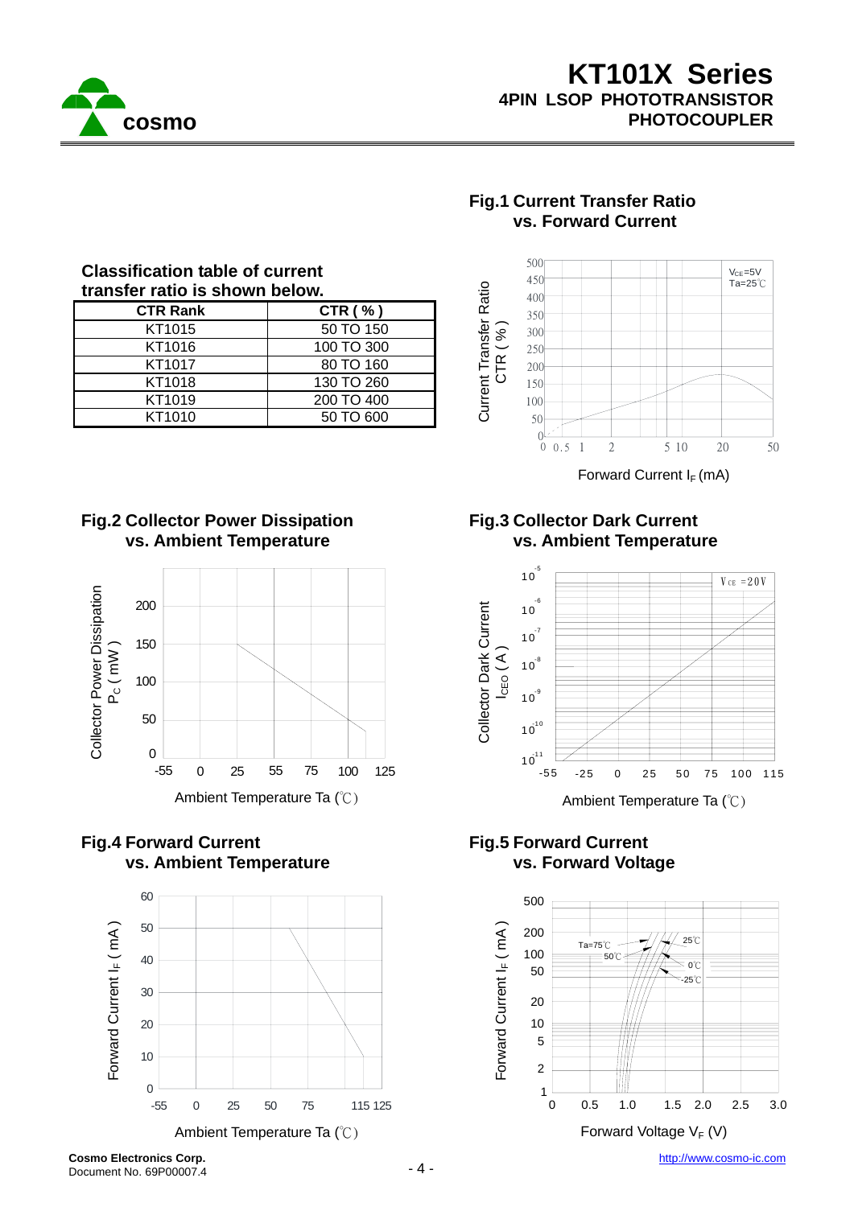**Classification table of current transfer ratio is shown below.**

| CTR Rank | CTR ( % ) |
|---|---|
| KT1015 | 50 TO 150 |
| KT1016 | 100 TO 300 |
| KT1017 | 80 TO 160 |
| KT1018 | 130 TO 260 |
| KT1019 | 200 TO 400 |
| KT1010 | 50 TO 600 |

**Fig.1 Current Transfer Ratio vs. Forward Current**

**Fig.2 Collector Power Dissipation vs. Ambient Temperature**

**Fig.3 Collector Dark Current vs. Ambient Temperature**

**Fig.4 Forward Current vs. Ambient Temperature**

**Fig.5 Forward Current vs. Forward Voltage**

**Cosmo Electronics Corp.**
Document No. 69P00007.4

http://www.cosmo-ic.com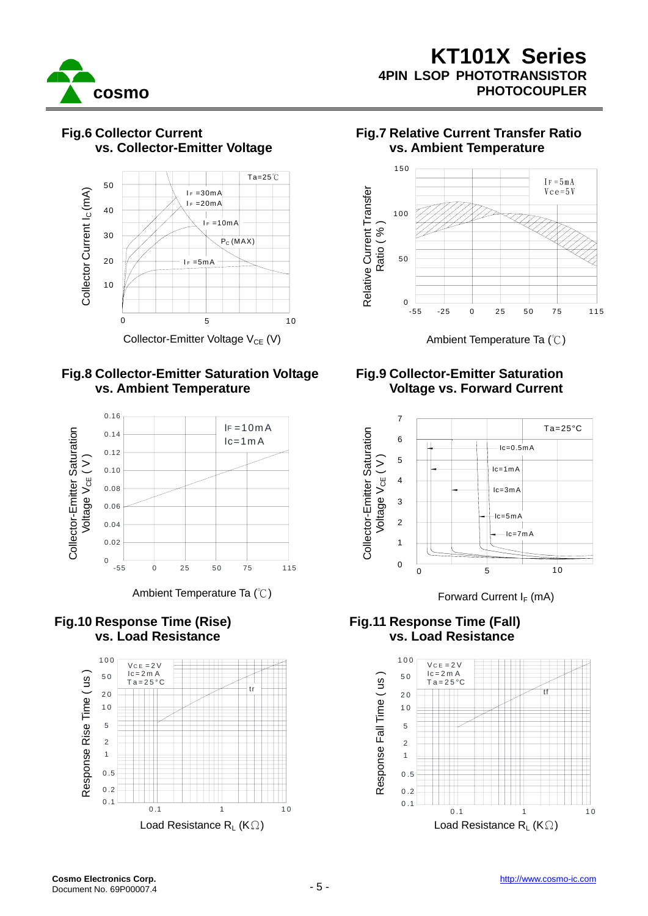## Fig.6 Collector Current vs. Collector-Emitter Voltage

Ta=25℃

$I_F$ =30mA
$I_F$ =20mA
$I_F$ =10mA
$P_C$ (MAX)
$I_F$ =5mA

Collector Current $I_C$ (mA)

Collector-Emitter Voltage $V_{CE}$ (V)

## Fig.7 Relative Current Transfer Ratio vs. Ambient Temperature

$I_F$ =5mA
Vce=5V

Relative Current Transfer Ratio ( % )

Ambient Temperature Ta (℃)

## Fig.8 Collector-Emitter Saturation Voltage vs. Ambient Temperature

IF=10mA
Ic=1mA

Collector-Emitter Saturation Voltage $V_{CE}$ ( V )

Ambient Temperature Ta (℃)

## Fig.9 Collector-Emitter Saturation Voltage vs. Forward Current

Ta=25°C

Ic=0.5mA
Ic=1mA
Ic=3mA
Ic=5mA
Ic=7mA

Collector-Emitter Saturation Voltage $V_{CE}$ ( V )

Forward Current $I_F$ (mA)

## Fig.10 Response Time (Rise) vs. Load Resistance

VCE=2V
Ic=2mA
Ta=25°C

tr

Response Rise Time ( us )

Load Resistance $R_L$ (KΩ)

## Fig.11 Response Time (Fall) vs. Load Resistance

VCE=2V
Ic=2mA
Ta=25°C

tf

Response Fall Time ( us )

Load Resistance $R_L$ (KΩ)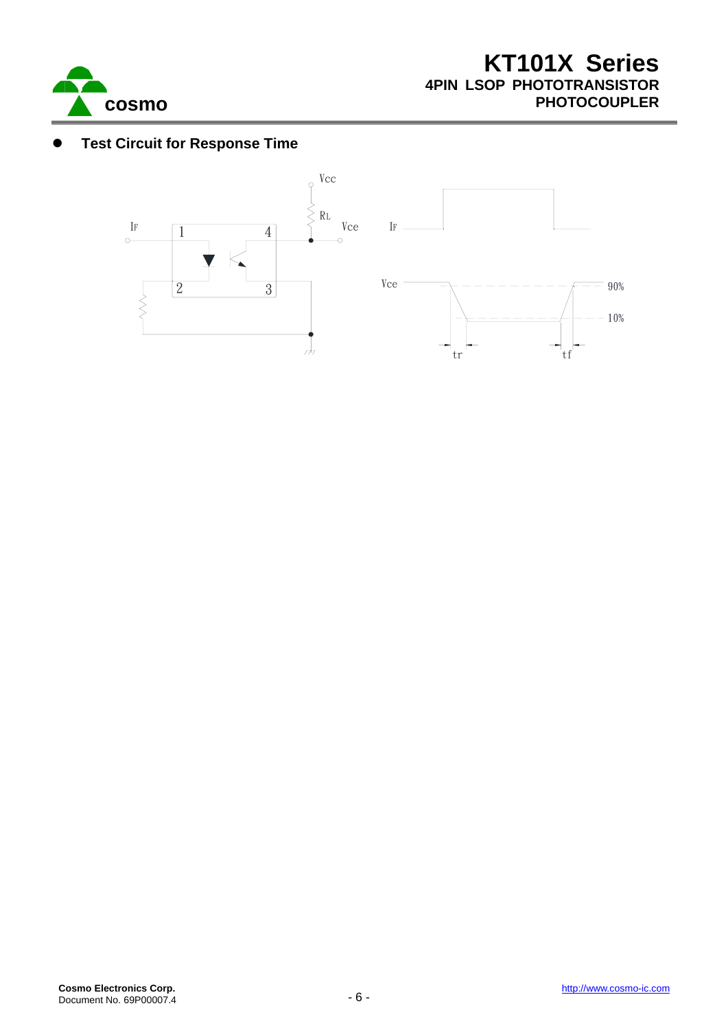- **Test Circuit for Response Time**

$I_F$ 1 4 $V_{cc}$ $R_L$ $V_{ce}$ 2 3

$I_F$

$V_{ce}$ 90% 10% tr tf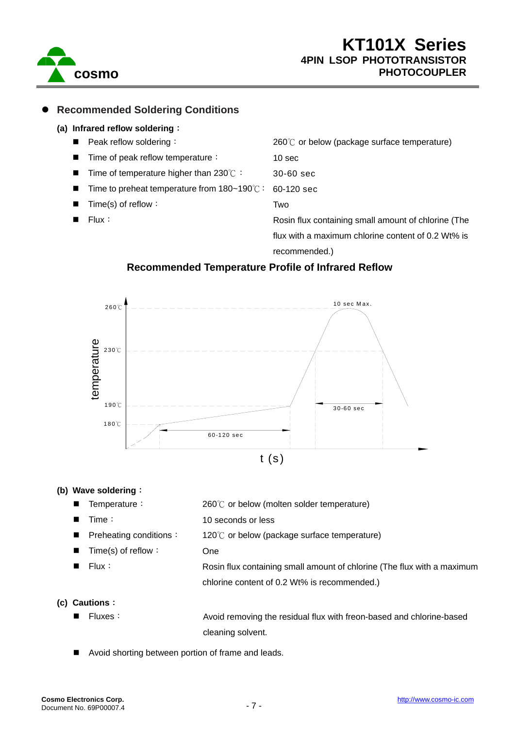## Recommended Soldering Conditions

### (a) Infrared reflow soldering：

- Peak reflow soldering： 260℃ or below (package surface temperature)
- Time of peak reflow temperature： 10 sec
- Time of temperature higher than 230℃： 30-60 sec
- Time to preheat temperature from 180~190℃： 60-120 sec
- Time(s) of reflow： Two
- Flux： Rosin flux containing small amount of chlorine (The flux with a maximum chlorine content of 0.2 Wt% is recommended.)

**Recommended Temperature Profile of Infrared Reflow**

### (b) Wave soldering：

- Temperature： 260℃ or below (molten solder temperature)
- Time： 10 seconds or less
- Preheating conditions： 120℃ or below (package surface temperature)
- Time(s) of reflow： One
- Flux： Rosin flux containing small amount of chlorine (The flux with a maximum chlorine content of 0.2 Wt% is recommended.)

### (c) Cautions：

- Fluxes： Avoid removing the residual flux with freon-based and chlorine-based cleaning solvent.
- Avoid shorting between portion of frame and leads.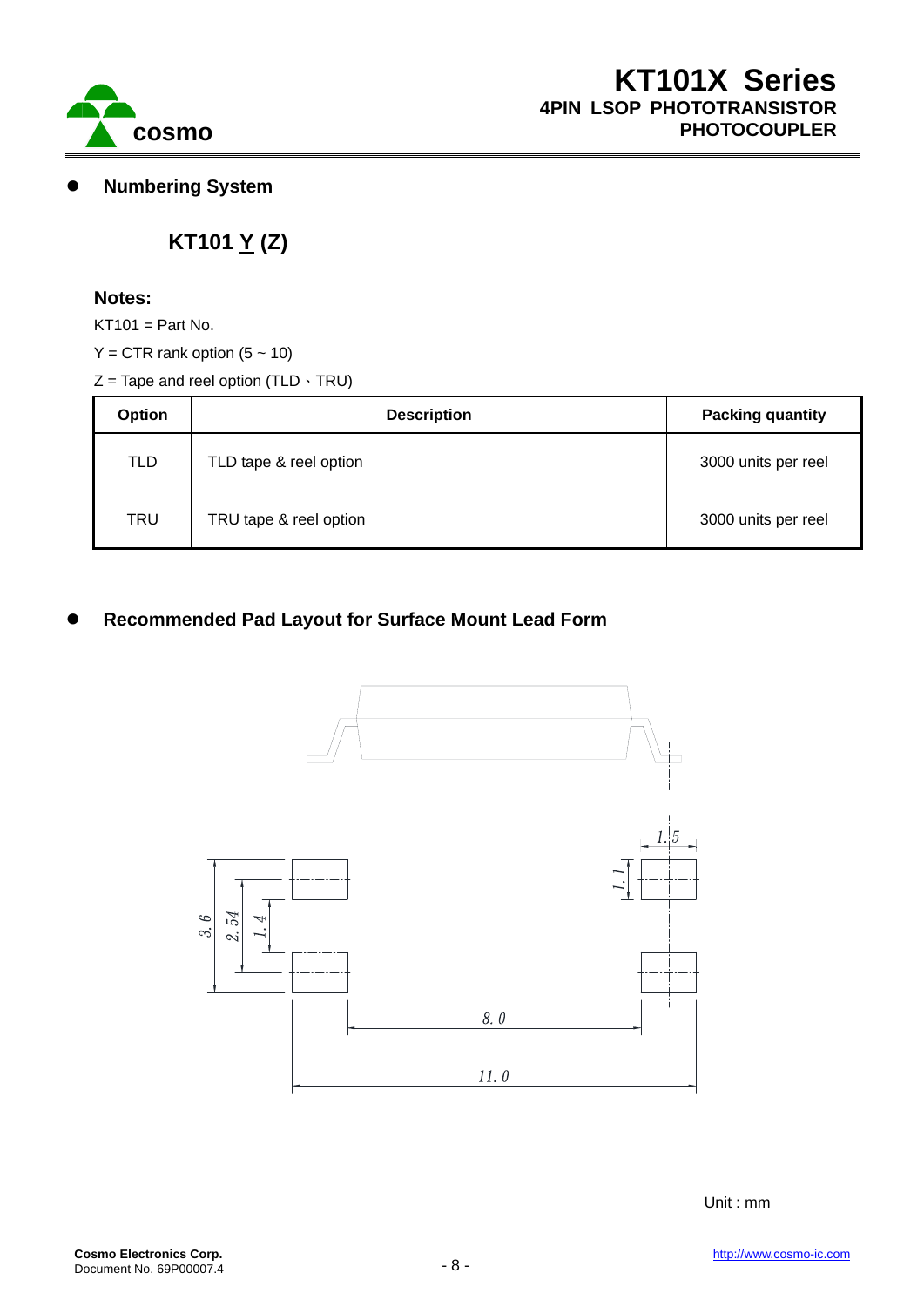- **Numbering System**

### KT101 Y (Z)

**Notes:**

KT101 = Part No.

Y = CTR rank option (5 ~ 10)

Z = Tape and reel option (TLD、TRU)

| Option | Description | Packing quantity |
|---|---|---|
| TLD | TLD tape & reel option | 3000 units per reel |
| TRU | TRU tape & reel option | 3000 units per reel |

- **Recommended Pad Layout for Surface Mount Lead Form**

Unit : mm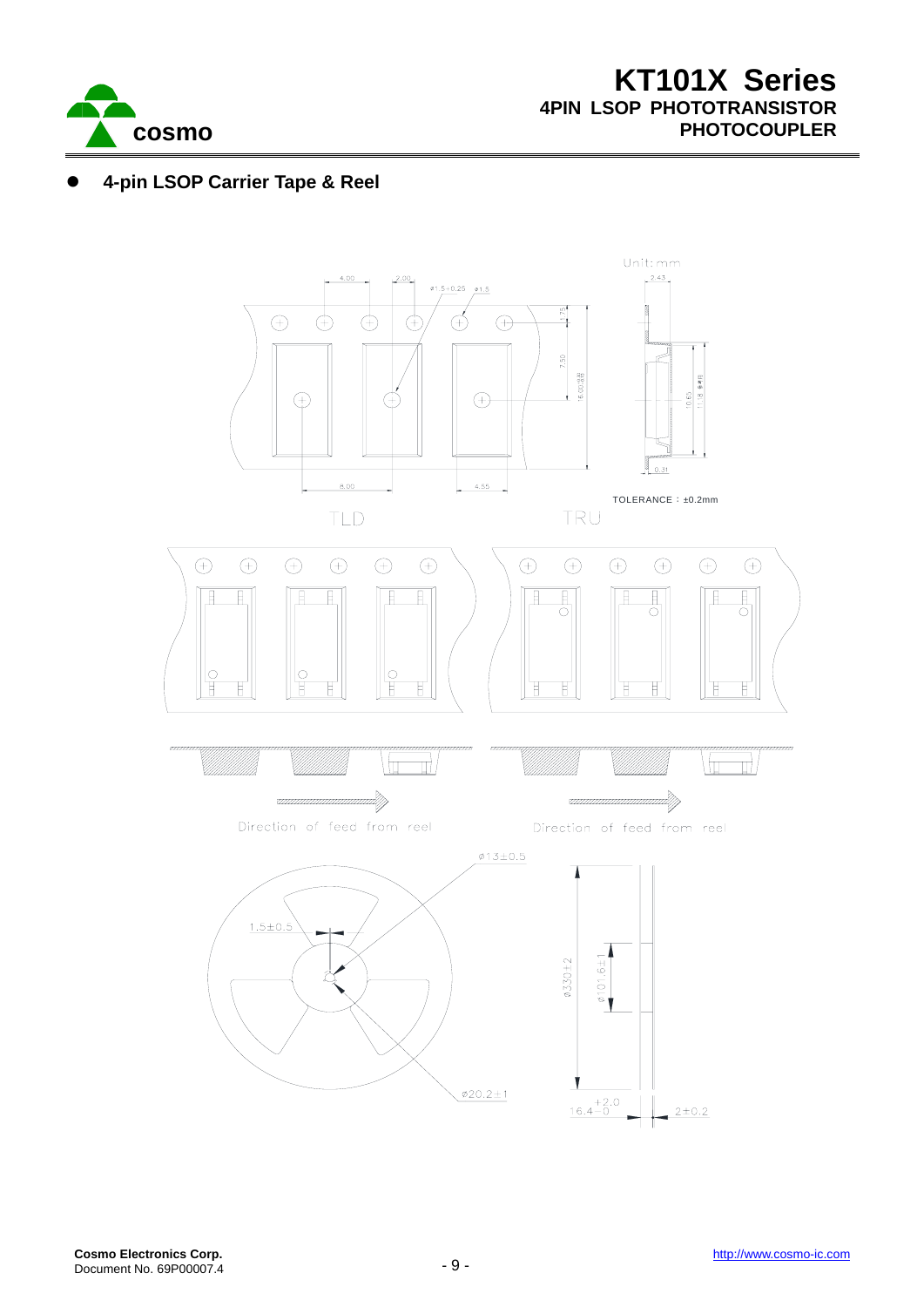- **4-pin LSOP Carrier Tape & Reel**

Unit: mm

4.00

2.00

ø1.5+0.25

ø1.5

2.43

1.75

7.50

16.00

10.65

11.8

0.31

8.00

4.55

TOLERANCE：±0.2mm

TLD

TRU

Direction of feed from reel

Direction of feed from reel

ø13±0.5

1.5±0.5

ø330±2

ø101.6±1

ø20.2±1

$16.4^{+2.0}_{-0}$

2±0.2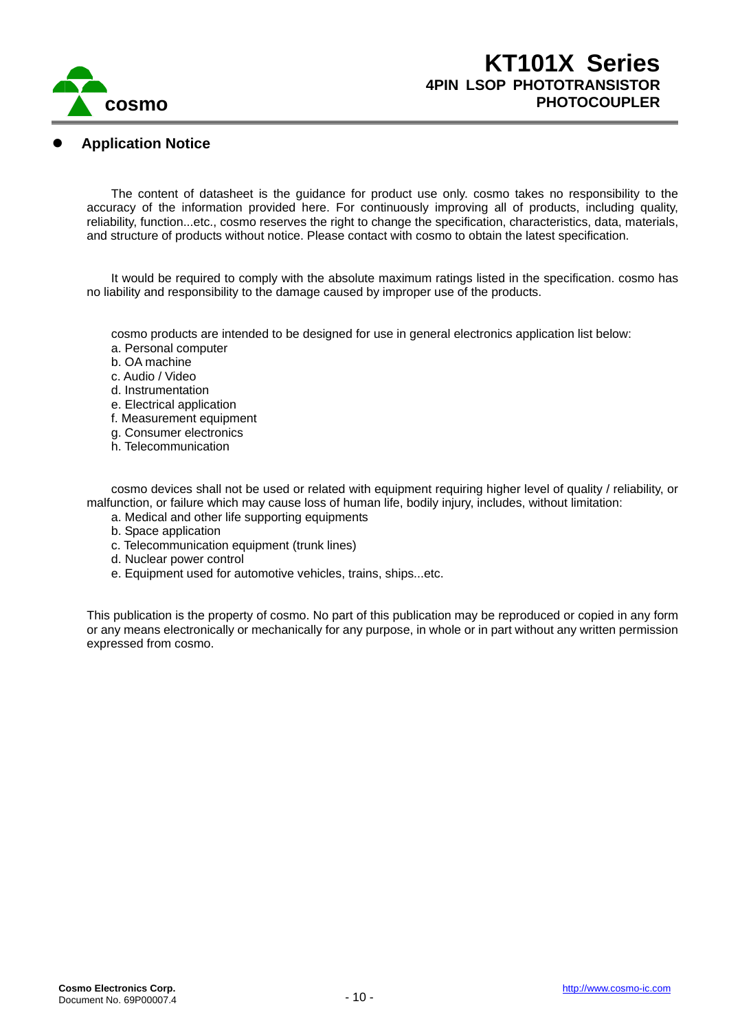## Application Notice

The content of datasheet is the guidance for product use only. cosmo takes no responsibility to the accuracy of the information provided here. For continuously improving all of products, including quality, reliability, function...etc., cosmo reserves the right to change the specification, characteristics, data, materials, and structure of products without notice. Please contact with cosmo to obtain the latest specification.

It would be required to comply with the absolute maximum ratings listed in the specification. cosmo has no liability and responsibility to the damage caused by improper use of the products.

cosmo products are intended to be designed for use in general electronics application list below:

a. Personal computer
b. OA machine
c. Audio / Video
d. Instrumentation
e. Electrical application
f. Measurement equipment
g. Consumer electronics
h. Telecommunication

cosmo devices shall not be used or related with equipment requiring higher level of quality / reliability, or malfunction, or failure which may cause loss of human life, bodily injury, includes, without limitation:

a. Medical and other life supporting equipments
b. Space application
c. Telecommunication equipment (trunk lines)
d. Nuclear power control
e. Equipment used for automotive vehicles, trains, ships...etc.

This publication is the property of cosmo. No part of this publication may be reproduced or copied in any form or any means electronically or mechanically for any purpose, in whole or in part without any written permission expressed from cosmo.